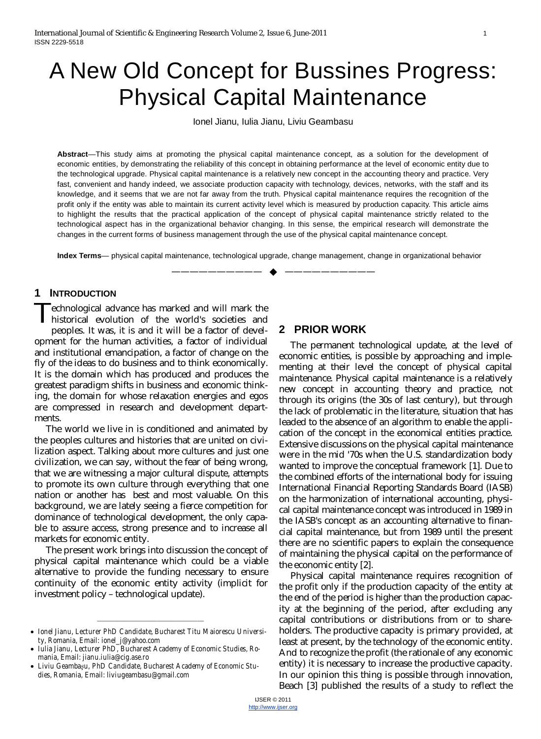# A New Old Concept for Bussines Progress: Physical Capital Maintenance

Ionel Jianu, Iulia Jianu, Liviu Geambasu

**Abstract**—This study aims at promoting the physical capital maintenance concept, as a solution for the development of economic entities, by demonstrating the reliability of this concept in obtaining performance at the level of economic entity due to the technological upgrade. Physical capital maintenance is a relatively new concept in the accounting theory and practice. Very fast, convenient and handy indeed, we associate production capacity with technology, devices, networks, with the staff and its knowledge, and it seems that we are not far away from the truth. Physical capital maintenance requires the recognition of the profit only if the entity was able to maintain its current activity level which is measured by production capacity. This article aims to highlight the results that the practical application of the concept of physical capital maintenance strictly related to the technological aspect has in the organizational behavior changing. In this sense, the empirical research will demonstrate the changes in the current forms of business management through the use of the physical capital maintenance concept.

**Index Terms**— physical capital maintenance, technological upgrade, change management, change in organizational behavior

## 1 Introduction

Technological advance has marked and will mark the historical evolution of the world's societies and peoples. It was, it is and it will be a factor of development for the human activities, a factor of individual and institutional emancipation, a factor of change on the fly of the ideas to do business and to think economically. It is the domain which has produced and produces the greatest paradigm shifts in business and economic thinking, the domain for whose relaxation energies and egos are compressed in research and development departments.

The world we live in is conditioned and animated by the peoples cultures and histories that are united on civilization aspect. Talking about more cultures and just one civilization, we can say, without the fear of being wrong, that we are witnessing a major cultural dispute, attempts to promote its own culture through everything that one nation or another has best and most valuable. On this background, we are lately seeing a fierce competition for dominance of technological development, the only capable to assure access, strong presence and to increase all markets for economic entity.

The present work brings into discussion the concept of physical capital maintenance which could be a viable alternative to provide the funding necessary to ensure continuity of the economic entity activity (implicit for investment policy – technological update).

- *Ionel Jianu, Lecturer PhD Candidate, Bucharest Titu Maiorescu University, Romania, Email: ionel_j@yahoo.com*
- *Iulia Jianu, Lecturer PhD, Bucharest Academy of Economic Studies, Romania, Email: jianu.iulia@cig.ase.ro*
- *Liviu Geambaşu, PhD Candidate, Bucharest Academy of Economic Studies, Romania, Email: liviugeambasu@gmail.com*

## 2 Prior Work

The permanent technological update, at the level of economic entities, is possible by approaching and implementing at their level the concept of physical capital maintenance. Physical capital maintenance is a relatively new concept in accounting theory and practice, not through its origins (the 30s of last century), but through the lack of problematic in the literature, situation that has leaded to the absence of an algorithm to enable the application of the concept in the economical entities practice. Extensive discussions on the physical capital maintenance were in the mid '70s when the U.S. standardization body wanted to improve the conceptual framework [1]. Due to the combined efforts of the international body for issuing International Financial Reporting Standards Board (IASB) on the harmonization of international accounting, physical capital maintenance concept was introduced in 1989 in the IASB's concept as an accounting alternative to financial capital maintenance, but from 1989 until the present there are no scientific papers to explain the consequence of maintaining the physical capital on the performance of the economic entity [2].

Physical capital maintenance requires recognition of the profit only if the production capacity of the entity at the end of the period is higher than the production capacity at the beginning of the period, after excluding any capital contributions or distributions from or to shareholders. The productive capacity is primary provided, at least at present, by the technology of the economic entity. And to recognize the profit (the rationale of any economic entity) it is necessary to increase the productive capacity. In our opinion this thing is possible through innovation, Beach [3] published the results of a study to reflect the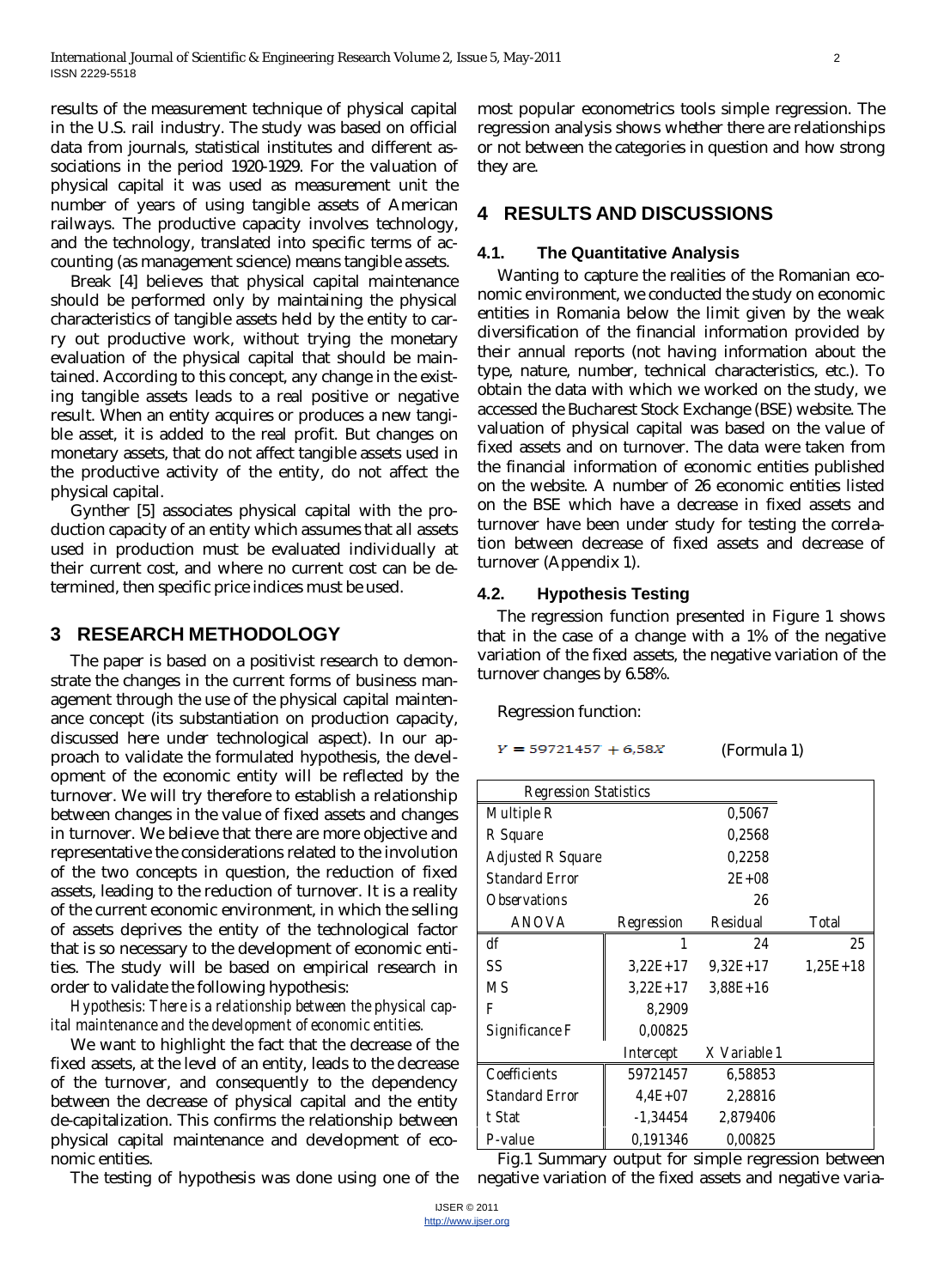results of the measurement technique of physical capital in the U.S. rail industry. The study was based on official data from journals, statistical institutes and different associations in the period 1920-1929. For the valuation of physical capital it was used as measurement unit the number of years of using tangible assets of American railways. The productive capacity involves technology, and the technology, translated into specific terms of accounting (as management science) means tangible assets.

Break [4] believes that physical capital maintenance should be performed only by maintaining the physical characteristics of tangible assets held by the entity to carry out productive work, without trying the monetary evaluation of the physical capital that should be maintained. According to this concept, any change in the existing tangible assets leads to a real positive or negative result. When an entity acquires or produces a new tangible asset, it is added to the real profit. But changes on monetary assets, that do not affect tangible assets used in the productive activity of the entity, do not affect the physical capital.

Gynther [5] associates physical capital with the production capacity of an entity which assumes that all assets used in production must be evaluated individually at their current cost, and where no current cost can be determined, then specific price indices must be used.

## 3 RESEARCH METHODOLOGY

The paper is based on a positivist research to demonstrate the changes in the current forms of business management through the use of the physical capital maintenance concept (its substantiation on production capacity, discussed here under technological aspect). In our approach to validate the formulated hypothesis, the development of the economic entity will be reflected by the turnover. We will try therefore to establish a relationship between changes in the value of fixed assets and changes in turnover. We believe that there are more objective and representative the considerations related to the involution of the two concepts in question, the reduction of fixed assets, leading to the reduction of turnover. It is a reality of the current economic environment, in which the selling of assets deprives the entity of the technological factor that is so necessary to the development of economic entities. The study will be based on empirical research in order to validate the following hypothesis:

*Hypothesis: There is a relationship between the physical capital maintenance and the development of economic entities.*

We want to highlight the fact that the decrease of the fixed assets, at the level of an entity, leads to the decrease of the turnover, and consequently to the dependency between the decrease of physical capital and the entity de-capitalization. This confirms the relationship between physical capital maintenance and development of economic entities.

The testing of hypothesis was done using one of the most popular econometrics tools simple regression. The regression analysis shows whether there are relationships or not between the categories in question and how strong they are.

## 4 RESULTS AND DISCUSSIONS

### 4.1. The Quantitative Analysis

Wanting to capture the realities of the Romanian economic environment, we conducted the study on economic entities in Romania below the limit given by the weak diversification of the financial information provided by their annual reports (not having information about the type, nature, number, technical characteristics, etc.). To obtain the data with which we worked on the study, we accessed the Bucharest Stock Exchange (BSE) website. The valuation of physical capital was based on the value of fixed assets and on turnover. The data were taken from the financial information of economic entities published on the website. A number of 26 economic entities listed on the BSE which have a decrease in fixed assets and turnover have been under study for testing the correlation between decrease of fixed assets and decrease of turnover (Appendix 1).

### 4.2. Hypothesis Testing

The regression function presented in Figure 1 shows that in the case of a change with a 1% of the negative variation of the fixed assets, the negative variation of the turnover changes by 6.58%.

Regression function:

$$Y = 59721457 + 6{,}58X \quad \text{(Formula 1)}$$

| Regression Statistics | | | |
|---|---|---|---|
| Multiple R | | 0,5067 | |
| R Square | | 0,2568 | |
| Adjusted R Square | | 0,2258 | |
| Standard Error | | 2E+08 | |
| Observations | | 26 | |
| ANOVA | Regression | Residual | Total |
| df | 1 | 24 | 25 |
| SS | 3,22E+17 | 9,32E+17 | 1,25E+18 |
| MS | 3,22E+17 | 3,88E+16 | |
| F | 8,2909 | | |
| Significance F | 0,00825 | | |
| | Intercept | X Variable 1 | |
| Coefficients | 59721457 | 6,58853 | |
| Standard Error | 4,4E+07 | 2,28816 | |
| t Stat | -1,34454 | 2,879406 | |
| P-value | 0,191346 | 0,00825 | |

Fig.1 Summary output for simple regression between negative variation of the fixed assets and negative varia-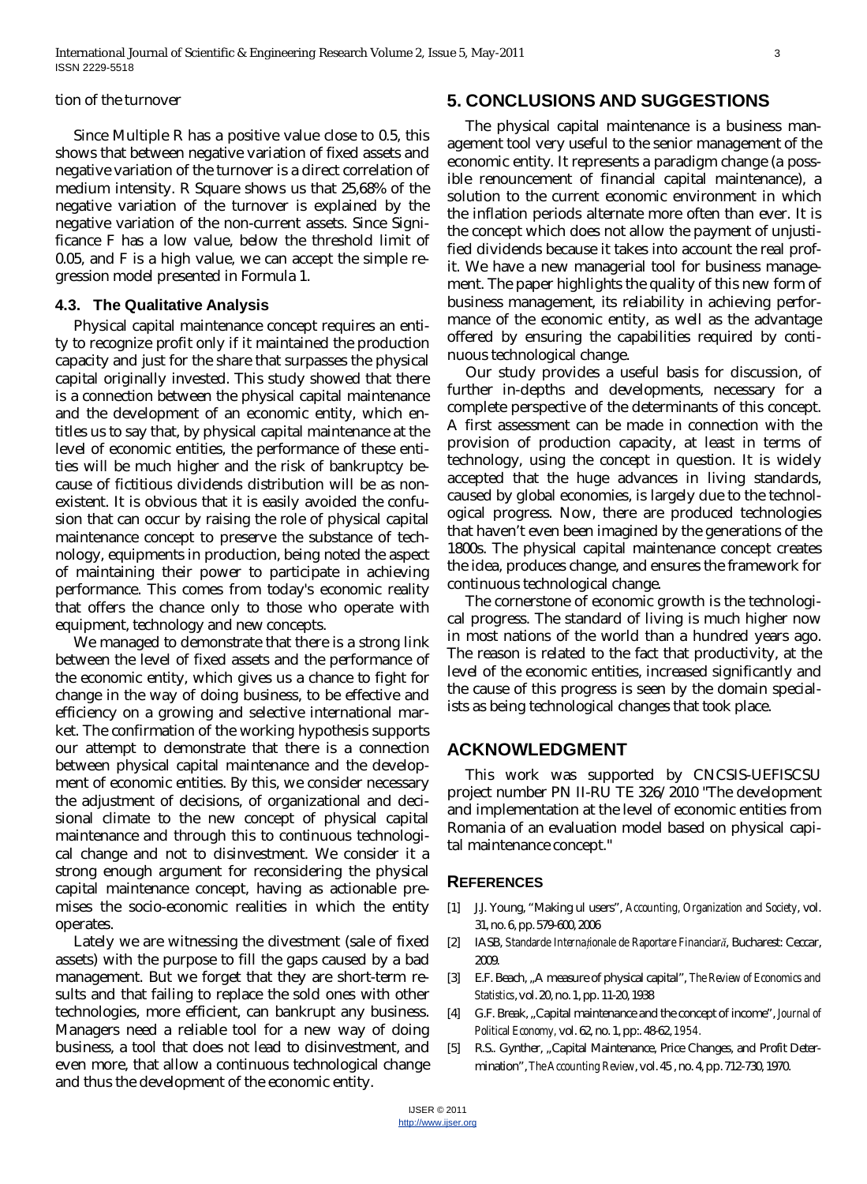tion of the turnover

Since Multiple R has a positive value close to 0.5, this shows that between negative variation of fixed assets and negative variation of the turnover is a direct correlation of medium intensity. R Square shows us that 25,68% of the negative variation of the turnover is explained by the negative variation of the non-current assets. Since Significance F has a low value, below the threshold limit of 0.05, and F is a high value, we can accept the simple regression model presented in Formula 1.

### 4.3. The Qualitative Analysis

Physical capital maintenance concept requires an entity to recognize profit only if it maintained the production capacity and just for the share that surpasses the physical capital originally invested. This study showed that there is a connection between the physical capital maintenance and the development of an economic entity, which entitles us to say that, by physical capital maintenance at the level of economic entities, the performance of these entities will be much higher and the risk of bankruptcy because of fictitious dividends distribution will be as nonexistent. It is obvious that it is easily avoided the confusion that can occur by raising the role of physical capital maintenance concept to preserve the substance of technology, equipments in production, being noted the aspect of maintaining their power to participate in achieving performance. This comes from today's economic reality that offers the chance only to those who operate with equipment, technology and new concepts.

We managed to demonstrate that there is a strong link between the level of fixed assets and the performance of the economic entity, which gives us a chance to fight for change in the way of doing business, to be effective and efficiency on a growing and selective international market. The confirmation of the working hypothesis supports our attempt to demonstrate that there is a connection between physical capital maintenance and the development of economic entities. By this, we consider necessary the adjustment of decisions, of organizational and decisional climate to the new concept of physical capital maintenance and through this to continuous technological change and not to disinvestment. We consider it a strong enough argument for reconsidering the physical capital maintenance concept, having as actionable premises the socio-economic realities in which the entity operates.

Lately we are witnessing the divestment (sale of fixed assets) with the purpose to fill the gaps caused by a bad management. But we forget that they are short-term results and that failing to replace the sold ones with other technologies, more efficient, can bankrupt any business. Managers need a reliable tool for a new way of doing business, a tool that does not lead to disinvestment, and even more, that allow a continuous technological change and thus the development of the economic entity.

## 5. CONCLUSIONS AND SUGGESTIONS

The physical capital maintenance is a business management tool very useful to the senior management of the economic entity. It represents a paradigm change (a possible renouncement of financial capital maintenance), a solution to the current economic environment in which the inflation periods alternate more often than ever. It is the concept which does not allow the payment of unjustified dividends because it takes into account the real profit. We have a new managerial tool for business management. The paper highlights the quality of this new form of business management, its reliability in achieving performance of the economic entity, as well as the advantage offered by ensuring the capabilities required by continuous technological change.

Our study provides a useful basis for discussion, of further in-depths and developments, necessary for a complete perspective of the determinants of this concept. A first assessment can be made in connection with the provision of production capacity, at least in terms of technology, using the concept in question. It is widely accepted that the huge advances in living standards, caused by global economies, is largely due to the technological progress. Now, there are produced technologies that haven't even been imagined by the generations of the 1800s. The physical capital maintenance concept creates the idea, produces change, and ensures the framework for continuous technological change.

The cornerstone of economic growth is the technological progress. The standard of living is much higher now in most nations of the world than a hundred years ago. The reason is related to the fact that productivity, at the level of the economic entities, increased significantly and the cause of this progress is seen by the domain specialists as being technological changes that took place.

## ACKNOWLEDGMENT

This work was supported by CNCSIS-UEFISCSU project number PN II-RU TE 326/2010 "The development and implementation at the level of economic entities from Romania of an evaluation model based on physical capital maintenance concept."

### REFERENCES

[1] J.J. Young, "Making ul users", *Accounting, Organization and Society*, vol. 31, no. 6, pp. 579-600, 2006

[2] IASB, *Standarde Internaţionale de Raportare Financiară*, Bucharest: Ceccar, 2009.

[3] E.F. Beach, „A measure of physical capital", *The Review of Economics and Statistics*, vol. 20, no. 1, pp. 11-20, 1938

[4] G.F. Break, „Capital maintenance and the concept of income", *Journal of Political Economy*, vol. 62, no. 1, pp:. 48-62, 1954.

[5] R.S.. Gynther, „Capital Maintenance, Price Changes, and Profit Determination", *The Accounting Review*, vol. 45 , no. 4, pp. 712-730, 1970.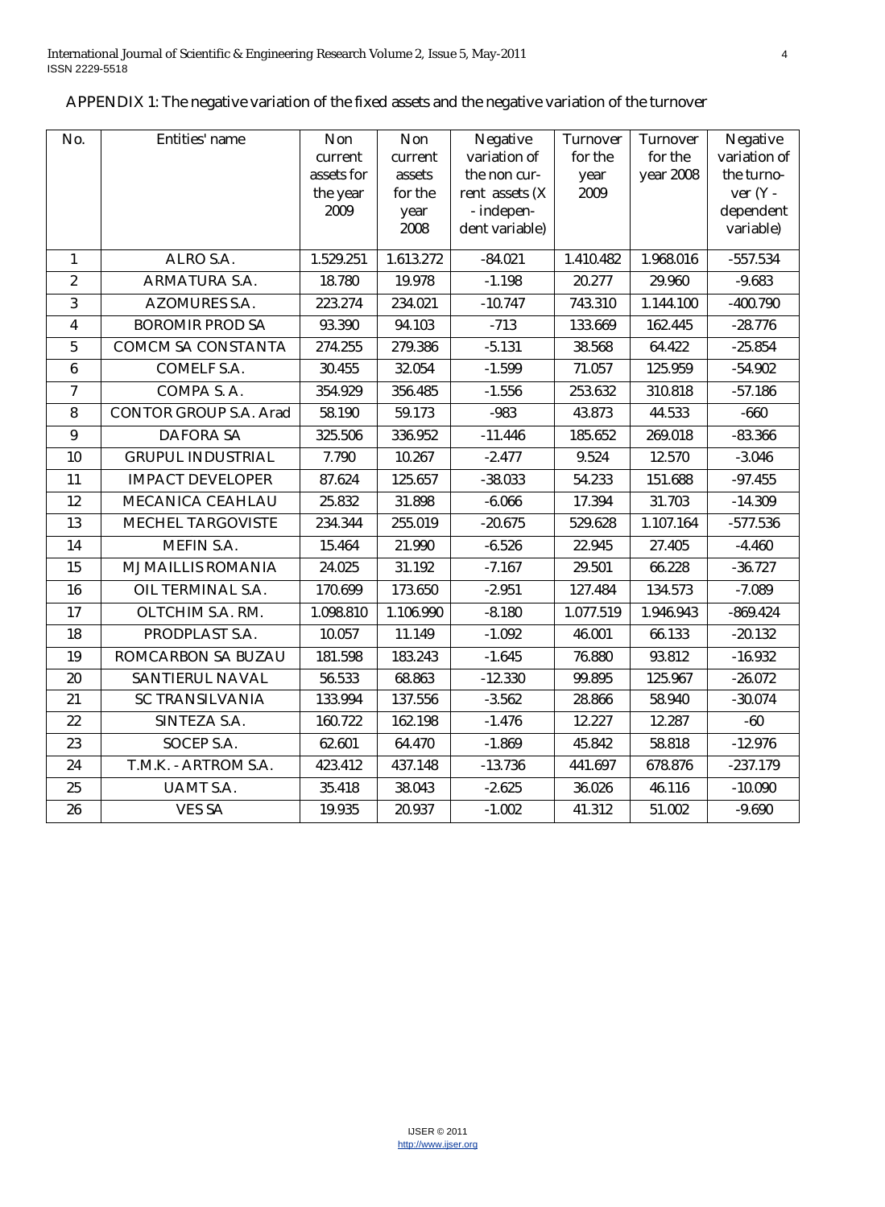APPENDIX 1: The negative variation of the fixed assets and the negative variation of the turnover

| No. | Entities' name | Non current assets for the year 2009 | Non current assets for the year 2008 | Negative variation of the non current assets (X - independent variable) | Turnover for the year 2009 | Turnover for the year 2008 | Negative variation of the turnover (Y - dependent variable) |
|---|---|---|---|---|---|---|---|
| 1 | ALRO S.A. | 1.529.251 | 1.613.272 | -84.021 | 1.410.482 | 1.968.016 | -557.534 |
| 2 | ARMATURA S.A. | 18.780 | 19.978 | -1.198 | 20.277 | 29.960 | -9.683 |
| 3 | AZOMURES S.A. | 223.274 | 234.021 | -10.747 | 743.310 | 1.144.100 | -400.790 |
| 4 | BOROMIR PROD SA | 93.390 | 94.103 | -713 | 133.669 | 162.445 | -28.776 |
| 5 | COMCM SA CONSTANTA | 274.255 | 279.386 | -5.131 | 38.568 | 64.422 | -25.854 |
| 6 | COMELF S.A. | 30.455 | 32.054 | -1.599 | 71.057 | 125.959 | -54.902 |
| 7 | COMPA S. A. | 354.929 | 356.485 | -1.556 | 253.632 | 310.818 | -57.186 |
| 8 | CONTOR GROUP S.A. Arad | 58.190 | 59.173 | -983 | 43.873 | 44.533 | -660 |
| 9 | DAFORA SA | 325.506 | 336.952 | -11.446 | 185.652 | 269.018 | -83.366 |
| 10 | GRUPUL INDUSTRIAL | 7.790 | 10.267 | -2.477 | 9.524 | 12.570 | -3.046 |
| 11 | IMPACT DEVELOPER | 87.624 | 125.657 | -38.033 | 54.233 | 151.688 | -97.455 |
| 12 | MECANICA CEAHLAU | 25.832 | 31.898 | -6.066 | 17.394 | 31.703 | -14.309 |
| 13 | MECHEL TARGOVISTE | 234.344 | 255.019 | -20.675 | 529.628 | 1.107.164 | -577.536 |
| 14 | MEFIN S.A. | 15.464 | 21.990 | -6.526 | 22.945 | 27.405 | -4.460 |
| 15 | MJ MAILLIS ROMANIA | 24.025 | 31.192 | -7.167 | 29.501 | 66.228 | -36.727 |
| 16 | OIL TERMINAL S.A. | 170.699 | 173.650 | -2.951 | 127.484 | 134.573 | -7.089 |
| 17 | OLTCHIM S.A. RM. | 1.098.810 | 1.106.990 | -8.180 | 1.077.519 | 1.946.943 | -869.424 |
| 18 | PRODPLAST S.A. | 10.057 | 11.149 | -1.092 | 46.001 | 66.133 | -20.132 |
| 19 | ROMCARBON SA BUZAU | 181.598 | 183.243 | -1.645 | 76.880 | 93.812 | -16.932 |
| 20 | SANTIERUL NAVAL | 56.533 | 68.863 | -12.330 | 99.895 | 125.967 | -26.072 |
| 21 | SC TRANSILVANIA | 133.994 | 137.556 | -3.562 | 28.866 | 58.940 | -30.074 |
| 22 | SINTEZA S.A. | 160.722 | 162.198 | -1.476 | 12.227 | 12.287 | -60 |
| 23 | SOCEP S.A. | 62.601 | 64.470 | -1.869 | 45.842 | 58.818 | -12.976 |
| 24 | T.M.K. - ARTROM S.A. | 423.412 | 437.148 | -13.736 | 441.697 | 678.876 | -237.179 |
| 25 | UAMT S.A. | 35.418 | 38.043 | -2.625 | 36.026 | 46.116 | -10.090 |
| 26 | VES SA | 19.935 | 20.937 | -1.002 | 41.312 | 51.002 | -9.690 |